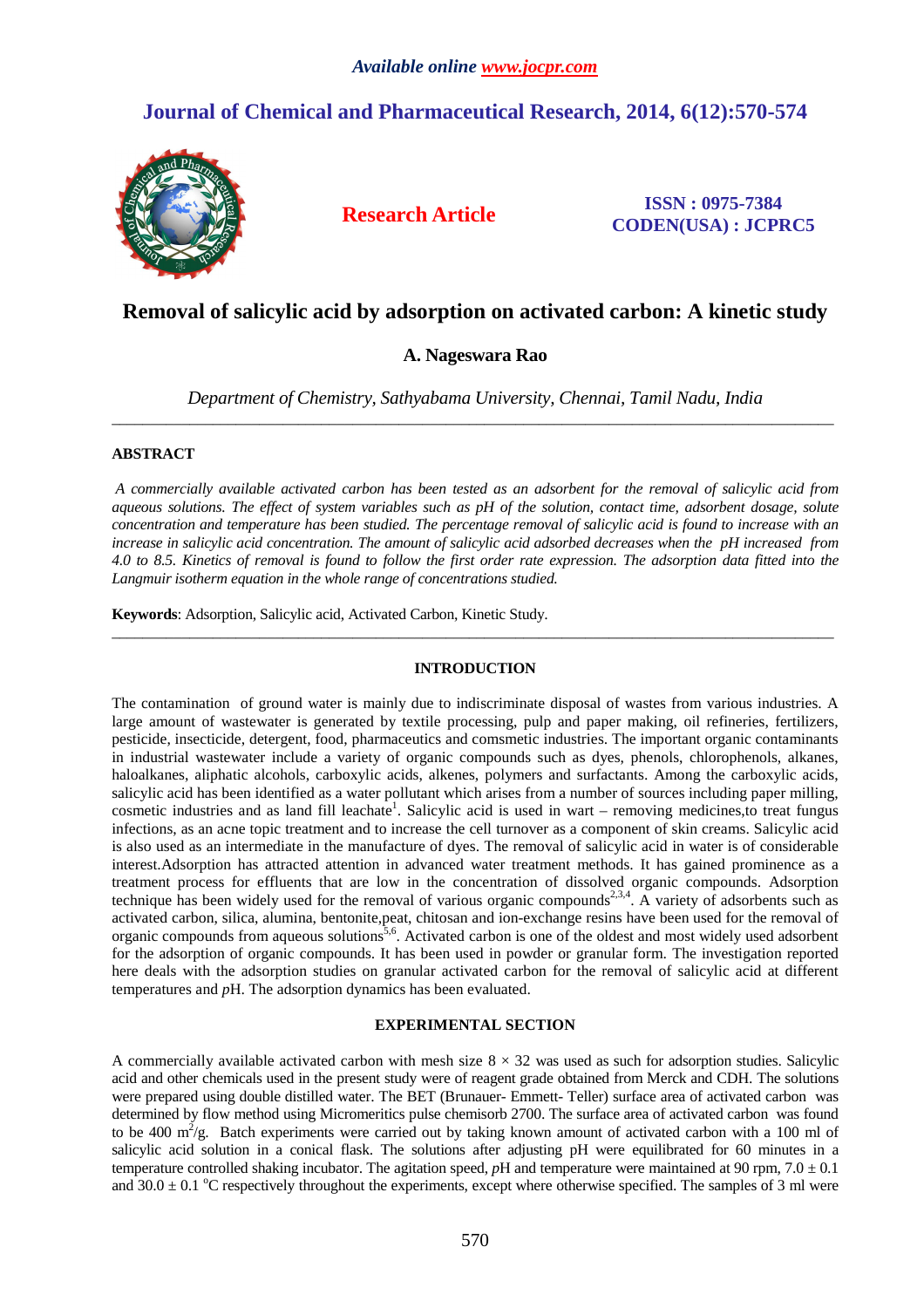# Removal of salicylic acid by adsorption on activated carbon: A kinetic study

**A. Nageswara Rao**

*Department of Chemistry, Sathyabama University, Chennai, Tamil Nadu, India*

---

## ABSTRACT

*A commercially available activated carbon has been tested as an adsorbent for the removal of salicylic acid from aqueous solutions. The effect of system variables such as pH of the solution, contact time, adsorbent dosage, solute concentration and temperature has been studied. The percentage removal of salicylic acid is found to increase with an increase in salicylic acid concentration. The amount of salicylic acid adsorbed decreases when the pH increased from 4.0 to 8.5. Kinetics of removal is found to follow the first order rate expression. The adsorption data fitted into the Langmuir isotherm equation in the whole range of concentrations studied.*

**Keywords**: Adsorption, Salicylic acid, Activated Carbon, Kinetic Study.

---

## INTRODUCTION

The contamination of ground water is mainly due to indiscriminate disposal of wastes from various industries. A large amount of wastewater is generated by textile processing, pulp and paper making, oil refineries, fertilizers, pesticide, insecticide, detergent, food, pharmaceuticals and comsmetic industries. The important organic contaminants in industrial wastewater include a variety of organic compounds such as dyes, phenols, chlorophenols, alkanes, haloalkanes, aliphatic alcohols, carboxylic acids, alkenes, polymers and surfactants. Among the carboxylic acids, salicylic acid has been identified as a water pollutant which arises from a number of sources including paper milling, cosmetic industries and as land fill leachate[1]. Salicylic acid is used in wart – removing medicines,to treat fungus infections, as an acne topic treatment and to increase the cell turnover as a component of skin creams. Salicylic acid is also used as an intermediate in the manufacture of dyes. The removal of salicylic acid in water is of considerable interest.Adsorption has attracted attention in advanced water treatment methods. It has gained prominence as a treatment process for effluents that are low in the concentration of dissolved organic compounds. Adsorption technique has been widely used for the removal of various organic compounds[2,3,4]. A variety of adsorbents such as activated carbon, silica, alumina, bentonite,peat, chitosan and ion-exchange resins have been used for the removal of organic compounds from aqueous solutions[5,6]. Activated carbon is one of the oldest and most widely used adsorbent for the adsorption of organic compounds. It has been used in powder or granular form. The investigation reported here deals with the adsorption studies on granular activated carbon for the removal of salicylic acid at different temperatures and *p*H. The adsorption dynamics has been evaluated.

## EXPERIMENTAL SECTION

A commercially available activated carbon with mesh size 8 × 32 was used as such for adsorption studies. Salicylic acid and other chemicals used in the present study were of reagent grade obtained from Merck and CDH. The solutions were prepared using double distilled water. The BET (Brunauer- Emmett- Teller) surface area of activated carbon was determined by flow method using Micromeritics pulse chemisorb 2700. The surface area of activated carbon was found to be 400 $m^2/g$. Batch experiments were carried out by taking known amount of activated carbon with a 100 ml of salicylic acid solution in a conical flask. The solutions after adjusting pH were equilibrated for 60 minutes in a temperature controlled shaking incubator. The agitation speed, *p*H and temperature were maintained at 90 rpm, 7.0 ± 0.1 and 30.0 ± 0.1 °C respectively throughout the experiments, except where otherwise specified. The samples of 3 ml were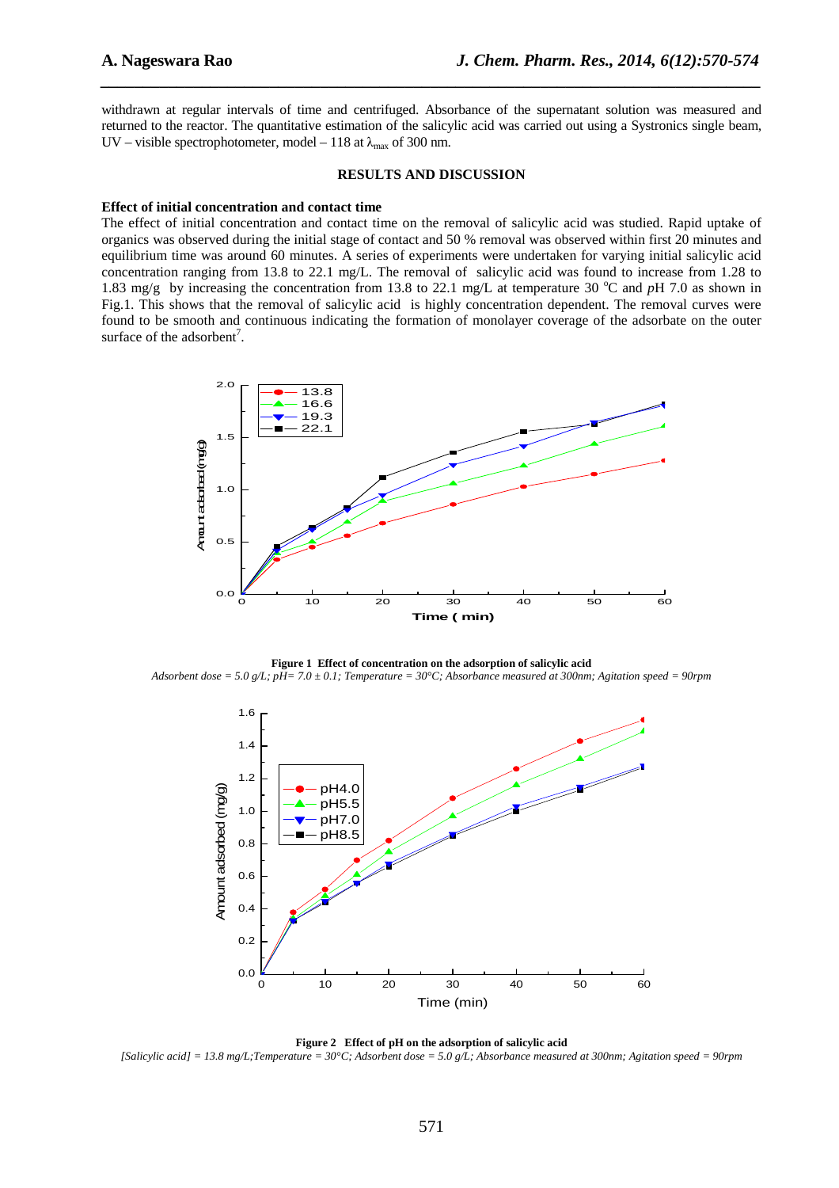withdrawn at regular intervals of time and centrifuged. Absorbance of the supernatant solution was measured and returned to the reactor. The quantitative estimation of the salicylic acid was carried out using a Systronics single beam, UV – visible spectrophotometer, model – 118 at $\lambda_{max}$ of 300 nm.

## RESULTS AND DISCUSSION

### Effect of initial concentration and contact time

The effect of initial concentration and contact time on the removal of salicylic acid was studied. Rapid uptake of organics was observed during the initial stage of contact and 50 % removal was observed within first 20 minutes and equilibrium time was around 60 minutes. A series of experiments were undertaken for varying initial salicylic acid concentration ranging from 13.8 to 22.1 mg/L. The removal of salicylic acid was found to increase from 1.28 to 1.83 mg/g by increasing the concentration from 13.8 to 22.1 mg/L at temperature 30 $^{o}$C and *p*H 7.0 as shown in Fig.1. This shows that the removal of salicylic acid is highly concentration dependent. The removal curves were found to be smooth and continuous indicating the formation of monolayer coverage of the adsorbate on the outer surface of the adsorbent[7].

**Figure 1 Effect of concentration on the adsorption of salicylic acid**

*Adsorbent dose = 5.0 g/L; pH= 7.0 ± 0.1; Temperature = 30°C; Absorbance measured at 300nm; Agitation speed = 90rpm*

**Figure 2 Effect of pH on the adsorption of salicylic acid**

*[Salicylic acid] = 13.8 mg/L;Temperature = 30°C; Adsorbent dose = 5.0 g/L; Absorbance measured at 300nm; Agitation speed = 90rpm*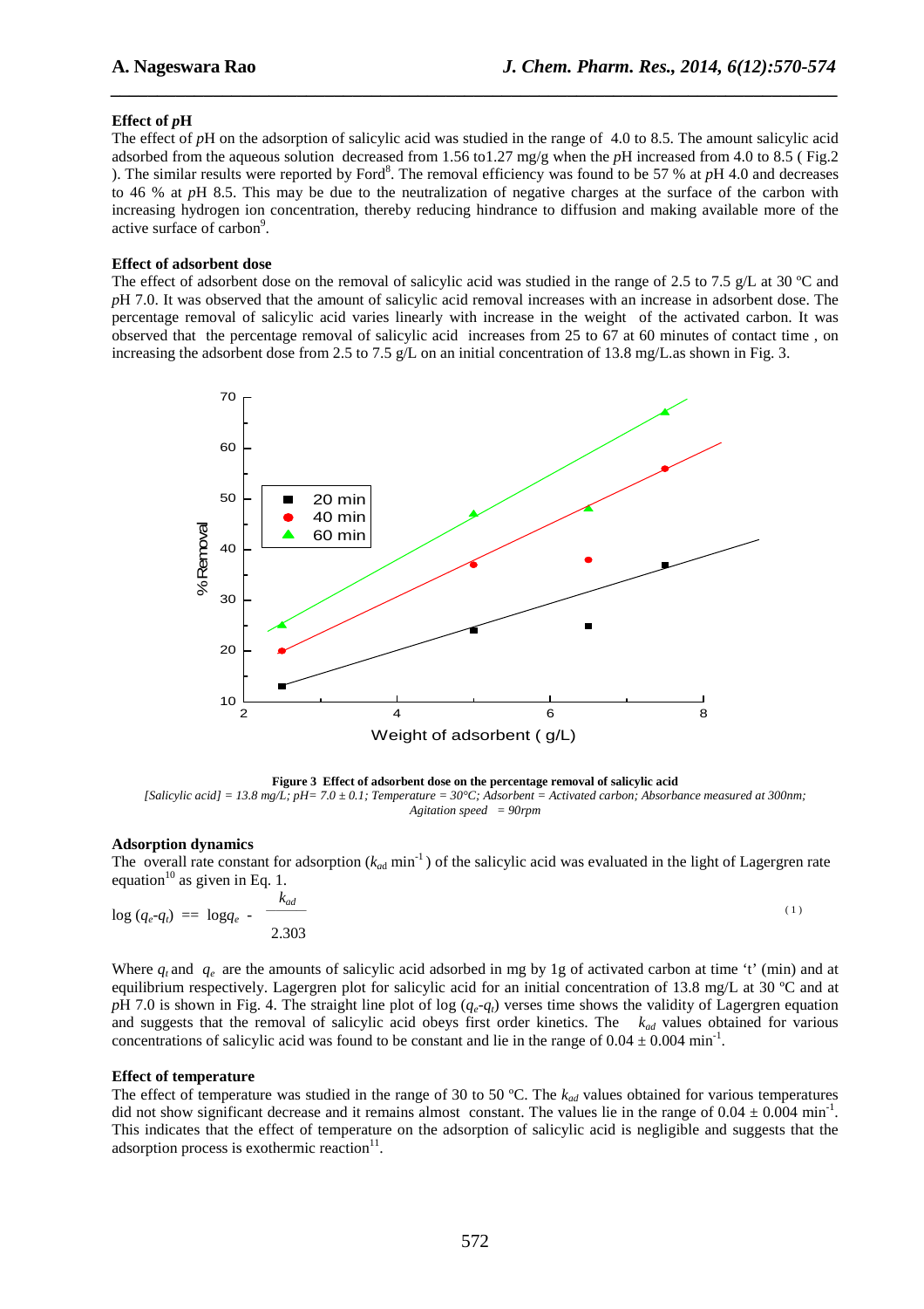### Effect of *p*H

The effect of *p*H on the adsorption of salicylic acid was studied in the range of 4.0 to 8.5. The amount salicylic acid adsorbed from the aqueous solution decreased from 1.56 to1.27 mg/g when the *p*H increased from 4.0 to 8.5 ( Fig.2 ). The similar results were reported by Ford[8]. The removal efficiency was found to be 57 % at *p*H 4.0 and decreases to 46 % at *p*H 8.5. This may be due to the neutralization of negative charges at the surface of the carbon with increasing hydrogen ion concentration, thereby reducing hindrance to diffusion and making available more of the active surface of carbon[9].

### Effect of adsorbent dose

The effect of adsorbent dose on the removal of salicylic acid was studied in the range of 2.5 to 7.5 g/L at 30 ºC and *p*H 7.0. It was observed that the amount of salicylic acid removal increases with an increase in adsorbent dose. The percentage removal of salicylic acid varies linearly with increase in the weight of the activated carbon. It was observed that the percentage removal of salicylic acid increases from 25 to 67 at 60 minutes of contact time , on increasing the adsorbent dose from 2.5 to 7.5 g/L on an initial concentration of 13.8 mg/L.as shown in Fig. 3.

**Figure 3 Effect of adsorbent dose on the percentage removal of salicylic acid**

*[Salicylic acid] = 13.8 mg/L; pH= 7.0 ± 0.1; Temperature = 30°C; Adsorbent = Activated carbon; Absorbance measured at 300nm; Agitation speed = 90rpm*

### Adsorption dynamics

The overall rate constant for adsorption ($k_{ad}$ min$^{-1}$) of the salicylic acid was evaluated in the light of Lagergren rate equation[10] as given in Eq. 1.

$$\log (q_e - q_t) = \log q_e - \frac{k_{ad}}{2.303} \quad (1)$$

Where $q_t$ and $q_e$ are the amounts of salicylic acid adsorbed in mg by 1g of activated carbon at time 't' (min) and at equilibrium respectively. Lagergren plot for salicylic acid for an initial concentration of 13.8 mg/L at 30 ºC and at *p*H 7.0 is shown in Fig. 4. The straight line plot of log ($q_e$-$q_t$) verses time shows the validity of Lagergren equation and suggests that the removal of salicylic acid obeys first order kinetics. The $k_{ad}$ values obtained for various concentrations of salicylic acid was found to be constant and lie in the range of 0.04 ± 0.004 min$^{-1}$.

### Effect of temperature

The effect of temperature was studied in the range of 30 to 50 ºC. The $k_{ad}$ values obtained for various temperatures did not show significant decrease and it remains almost constant. The values lie in the range of 0.04 ± 0.004 min$^{-1}$. This indicates that the effect of temperature on the adsorption of salicylic acid is negligible and suggests that the adsorption process is exothermic reaction[11].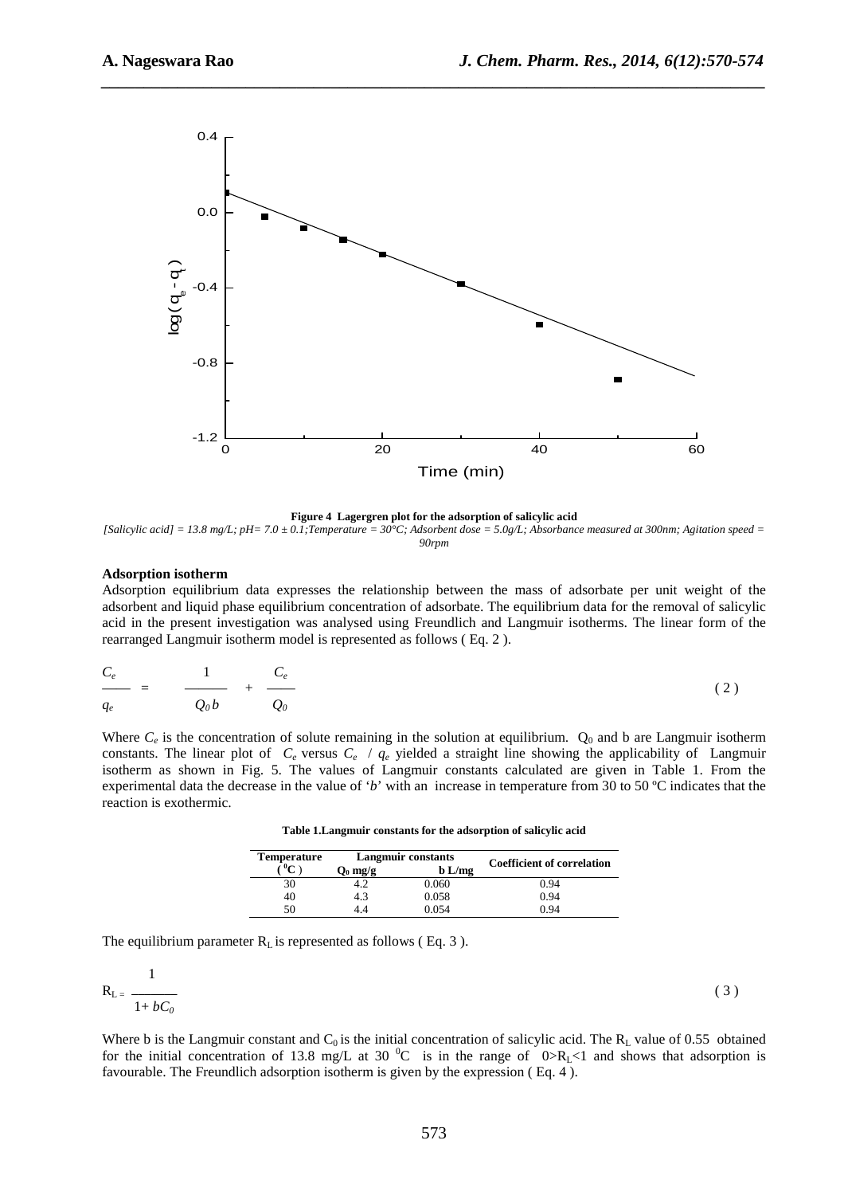**Figure 4 Lagergren plot for the adsorption of salicylic acid**

*[Salicylic acid] = 13.8 mg/L; pH= 7.0 ± 0.1;Temperature = 30°C; Adsorbent dose = 5.0g/L; Absorbance measured at 300nm; Agitation speed = 90rpm*

**Adsorption isotherm**

Adsorption equilibrium data expresses the relationship between the mass of adsorbate per unit weight of the adsorbent and liquid phase equilibrium concentration of adsorbate. The equilibrium data for the removal of salicylic acid in the present investigation was analysed using Freundlich and Langmuir isotherms. The linear form of the rearranged Langmuir isotherm model is represented as follows ( Eq. 2 ).

$$\frac{C_e}{q_e} = \frac{1}{Q_0 b} + \frac{C_e}{Q_0} \qquad (2)$$

Where $C_e$ is the concentration of solute remaining in the solution at equilibrium. $Q_0$ and b are Langmuir isotherm constants. The linear plot of $C_e$ versus $C_e / q_e$ yielded a straight line showing the applicability of Langmuir isotherm as shown in Fig. 5. The values of Langmuir constants calculated are given in Table 1. From the experimental data the decrease in the value of '*b*' with an increase in temperature from 30 to 50 ºC indicates that the reaction is exothermic.

**Table 1.Langmuir constants for the adsorption of salicylic acid**

| Temperature ( $^0$C ) | Langmuir constants $Q_0$ mg/g | b L/mg | Coefficient of correlation |
|---|---|---|---|
| 30 | 4.2 | 0.060 | 0.94 |
| 40 | 4.3 | 0.058 | 0.94 |
| 50 | 4.4 | 0.054 | 0.94 |

The equilibrium parameter $R_L$ is represented as follows ( Eq. 3 ).

$$R_L = \frac{1}{1 + bC_0} \qquad (3)$$

Where b is the Langmuir constant and $C_0$ is the initial concentration of salicylic acid. The $R_L$ value of 0.55 obtained for the initial concentration of 13.8 mg/L at 30 $^0$C is in the range of $0>R_L<1$ and shows that adsorption is favourable. The Freundlich adsorption isotherm is given by the expression ( Eq. 4 ).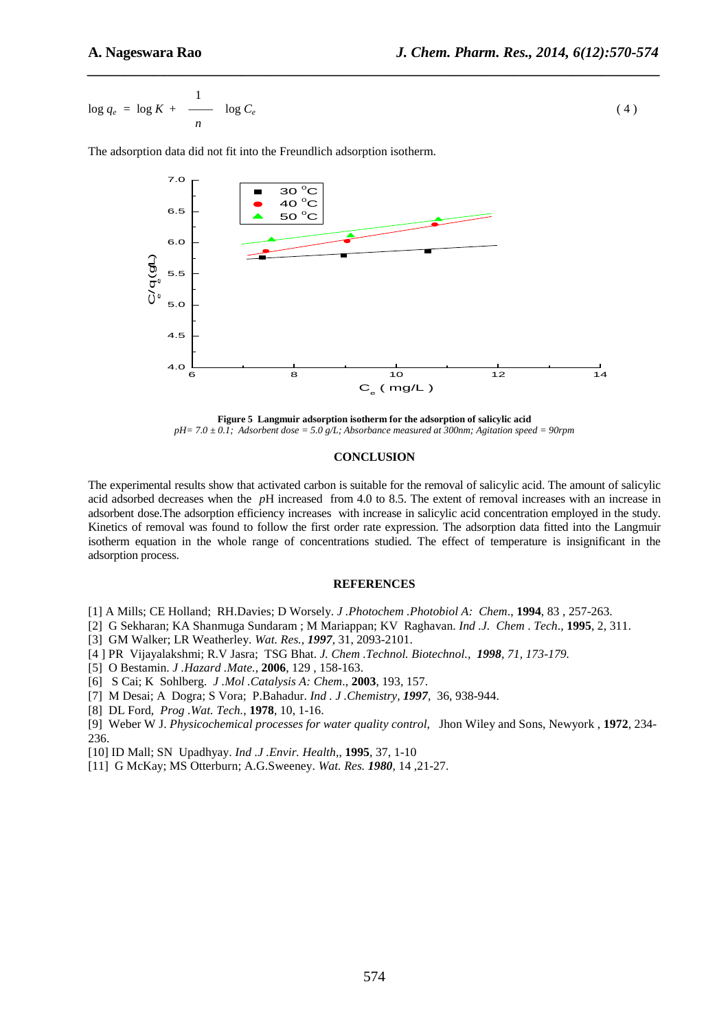$$\log q_e = \log K + \frac{1}{n} \log C_e \qquad (4)$$

The adsorption data did not fit into the Freundlich adsorption isotherm.

7.0
6.5
6.0
5.5
5.0
4.5
4.0
C/q (g/L)
6
8
10
12
14
C e ( mg/L )
30 °C
40 °C
50 °C

**Figure 5 Langmuir adsorption isotherm for the adsorption of salicylic acid**
*pH= 7.0 ± 0.1; Adsorbent dose = 5.0 g/L; Absorbance measured at 300nm; Agitation speed = 90rpm*

## CONCLUSION

The experimental results show that activated carbon is suitable for the removal of salicylic acid. The amount of salicylic acid adsorbed decreases when the *p*H increased from 4.0 to 8.5. The extent of removal increases with an increase in adsorbent dose.The adsorption efficiency increases with increase in salicylic acid concentration employed in the study. Kinetics of removal was found to follow the first order rate expression. The adsorption data fitted into the Langmuir isotherm equation in the whole range of concentrations studied. The effect of temperature is insignificant in the adsorption process.

## REFERENCES

[1] A Mills; CE Holland; RH.Davies; D Worsely. *J .Photochem .Photobiol A: Chem*., **1994**, 83 , 257-263.
[2] G Sekharan; KA Shanmuga Sundaram ; M Mariappan; KV Raghavan. *Ind .J. Chem . Tech*., **1995**, 2, 311.
[3] GM Walker; LR Weatherley. *Wat. Res., **1997***, 31, 2093-2101.
[4 ] PR Vijayalakshmi; R.V Jasra; TSG Bhat. *J. Chem .Technol. Biotechnol., **1998**, 71, 173-179.*
[5] O Bestamin. *J .Hazard .Mate.,* **2006**, 129 , 158-163.
[6] S Cai; K Sohlberg. *J .Mol .Catalysis A: Chem*., **2003**, 193, 157.
[7] M Desai; A Dogra; S Vora; P.Bahadur. *Ind . J .Chemistry, **1997**,* 36, 938-944.
[8] DL Ford, *Prog .Wat. Tech.*, **1978**, 10, 1-16.
[9] Weber W J. *Physicochemical processes for water quality control*, Jhon Wiley and Sons, Newyork , **1972**, 234-236.
[10] ID Mall; SN Upadhyay. *Ind .J .Envir. Health*,, **1995**, 37, 1-10
[11] G McKay; MS Otterburn; A.G.Sweeney. *Wat. Res. **1980**,* 14 ,21-27.